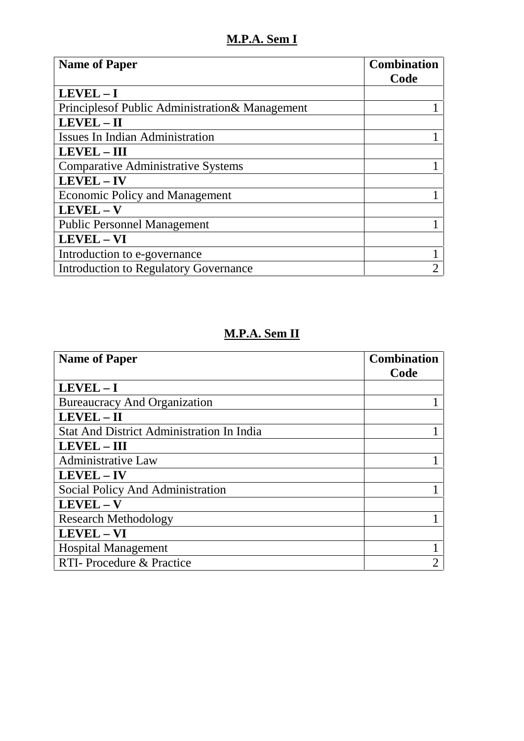## M.P.A. Sem I

| Name of Paper | Combination Code |
| --- | --- |
| **LEVEL – I** | |
| Principlesof Public Administration& Management | 1 |
| **LEVEL – II** | |
| Issues In Indian Administration | 1 |
| **LEVEL – III** | |
| Comparative Administrative Systems | 1 |
| **LEVEL – IV** | |
| Economic Policy and Management | 1 |
| **LEVEL – V** | |
| Public Personnel Management | 1 |
| **LEVEL – VI** | |
| Introduction to e-governance | 1 |
| Introduction to Regulatory Governance | 2 |

## M.P.A. Sem II

| Name of Paper | Combination Code |
| --- | --- |
| **LEVEL – I** | |
| Bureaucracy And Organization | 1 |
| **LEVEL – II** | |
| Stat And District Administration In India | 1 |
| **LEVEL – III** | |
| Administrative Law | 1 |
| **LEVEL – IV** | |
| Social Policy And Administration | 1 |
| **LEVEL – V** | |
| Research Methodology | 1 |
| **LEVEL – VI** | |
| Hospital Management | 1 |
| RTI- Procedure & Practice | 2 |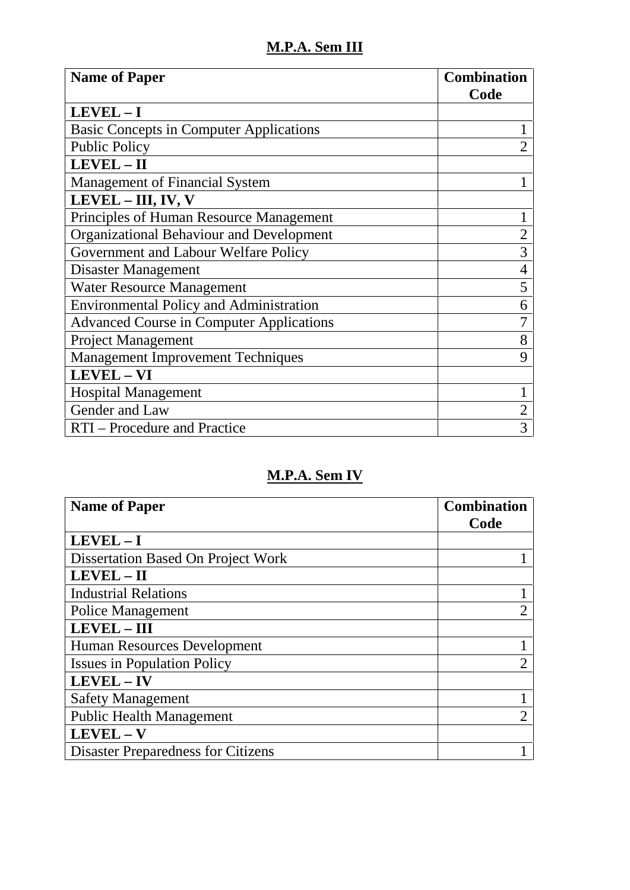## M.P.A. Sem III

| Name of Paper | Combination Code |
|---|---|
| **LEVEL – I** | |
| Basic Concepts in Computer Applications | 1 |
| Public Policy | 2 |
| **LEVEL – II** | |
| Management of Financial System | 1 |
| **LEVEL – III, IV, V** | |
| Principles of Human Resource Management | 1 |
| Organizational Behaviour and Development | 2 |
| Government and Labour Welfare Policy | 3 |
| Disaster Management | 4 |
| Water Resource Management | 5 |
| Environmental Policy and Administration | 6 |
| Advanced Course in Computer Applications | 7 |
| Project Management | 8 |
| Management Improvement Techniques | 9 |
| **LEVEL – VI** | |
| Hospital Management | 1 |
| Gender and Law | 2 |
| RTI – Procedure and Practice | 3 |

## M.P.A. Sem IV

| Name of Paper | Combination Code |
|---|---|
| **LEVEL – I** | |
| Dissertation Based On Project Work | 1 |
| **LEVEL – II** | |
| Industrial Relations | 1 |
| Police Management | 2 |
| **LEVEL – III** | |
| Human Resources Development | 1 |
| Issues in Population Policy | 2 |
| **LEVEL – IV** | |
| Safety Management | 1 |
| Public Health Management | 2 |
| **LEVEL – V** | |
| Disaster Preparedness for Citizens | 1 |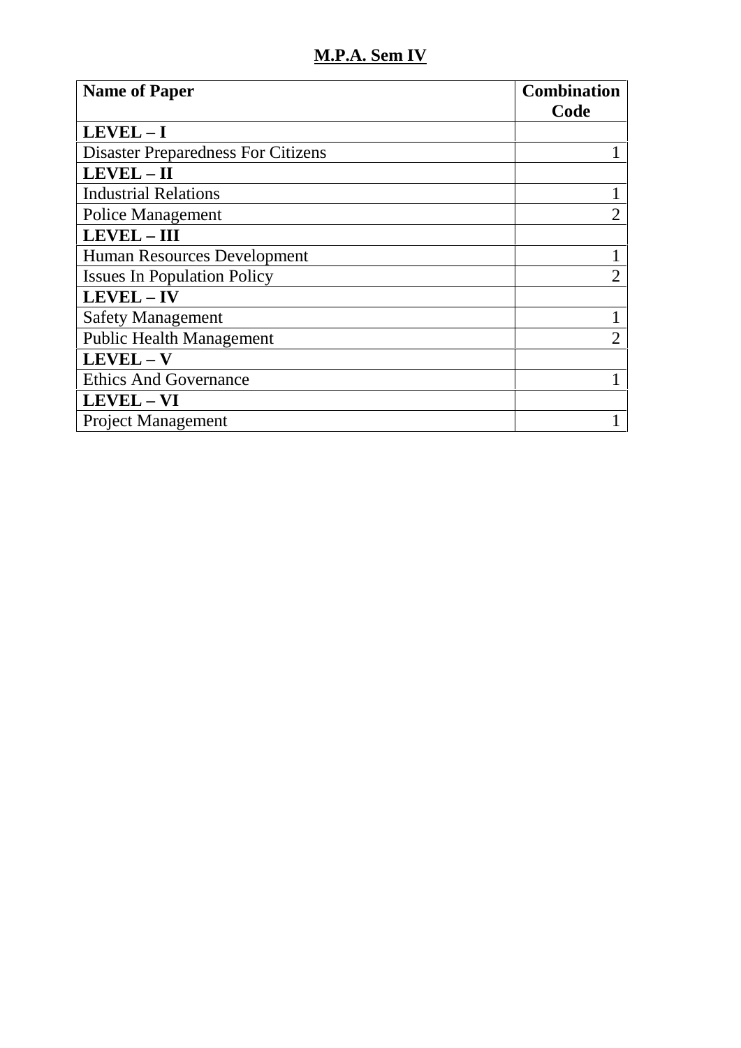**M.P.A. Sem IV**

| **Name of Paper** | **Combination Code** |
|---|---|
| **LEVEL – I** | |
| Disaster Preparedness For Citizens | 1 |
| **LEVEL – II** | |
| Industrial Relations | 1 |
| Police Management | 2 |
| **LEVEL – III** | |
| Human Resources Development | 1 |
| Issues In Population Policy | 2 |
| **LEVEL – IV** | |
| Safety Management | 1 |
| Public Health Management | 2 |
| **LEVEL – V** | |
| Ethics And Governance | 1 |
| **LEVEL – VI** | |
| Project Management | 1 |